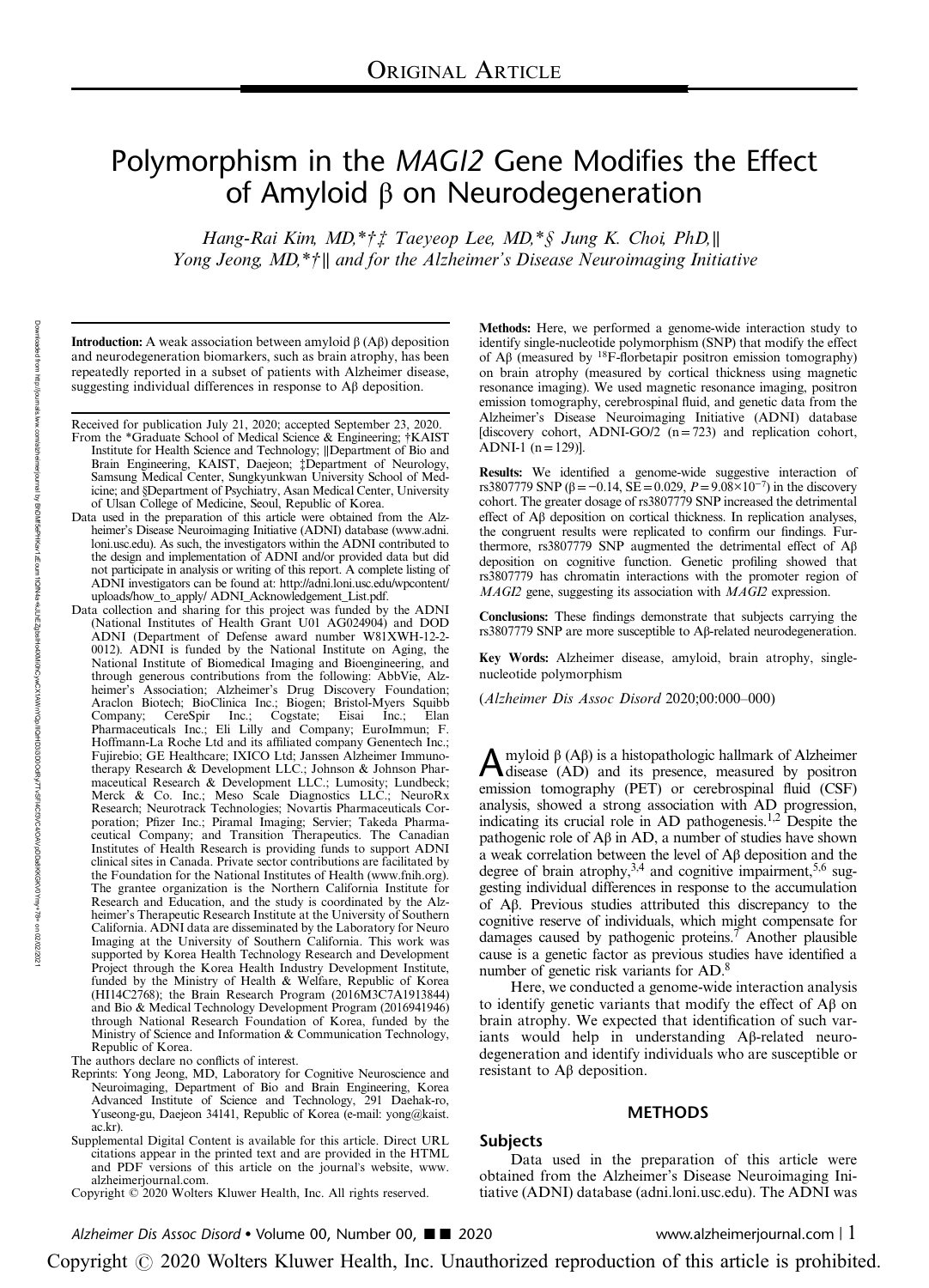ORIGINAL ARTICLE

# Polymorphism in the *MAGI2* Gene Modifies the Effect of Amyloid β on Neurodegeneration

*Hang-Rai Kim, MD,*†‡ Taeyeop Lee, MD,*§ Jung K. Choi, PhD,∥ Yong Jeong, MD,*†∥ and for the Alzheimer's Disease Neuroimaging Initiative*

**Introduction:** A weak association between amyloid β (Aβ) deposition and neurodegeneration biomarkers, such as brain atrophy, has been repeatedly reported in a subset of patients with Alzheimer disease, suggesting individual differences in response to Aβ deposition.

**Methods:** Here, we performed a genome-wide interaction study to identify single-nucleotide polymorphism (SNP) that modify the effect of Aβ (measured by $^{18}$F-florbetapir positron emission tomography) on brain atrophy (measured by cortical thickness using magnetic resonance imaging). We used magnetic resonance imaging, positron emission tomography, cerebrospinal fluid, and genetic data from the Alzheimer's Disease Neuroimaging Initiative (ADNI) database [discovery cohort, ADNI-GO/2 ($n=723$) and replication cohort, ADNI-1 ($n=129$)].

**Results:** We identified a genome-wide suggestive interaction of rs3807779 SNP ($\beta=-0.14$, $SE=0.029$, $P=9.08\times10^{-7}$) in the discovery cohort. The greater dosage of rs3807779 SNP increased the detrimental effect of Aβ deposition on cortical thickness. In replication analyses, the congruent results were replicated to confirm our findings. Furthermore, rs3807779 SNP augmented the detrimental effect of Aβ deposition on cognitive function. Genetic profiling showed that rs3807779 has chromatin interactions with the promoter region of *MAGI2* gene, suggesting its association with *MAGI2* expression.

**Conclusions:** These findings demonstrate that subjects carrying the rs3807779 SNP are more susceptible to Aβ-related neurodegeneration.

**Key Words:** Alzheimer disease, amyloid, brain atrophy, single-nucleotide polymorphism

(*Alzheimer Dis Assoc Disord* 2020;00:000–000)

Received for publication July 21, 2020; accepted September 23, 2020.

From the *Graduate School of Medical Science & Engineering; †KAIST Institute for Health Science and Technology; ∥Department of Bio and Brain Engineering, KAIST, Daejeon; ‡Department of Neurology, Samsung Medical Center, Sungkyunkwan University School of Medicine; and §Department of Psychiatry, Asan Medical Center, University of Ulsan College of Medicine, Seoul, Republic of Korea.

Data used in the preparation of this article were obtained from the Alzheimer's Disease Neuroimaging Initiative (ADNI) database (www.adni.loni.usc.edu). As such, the investigators within the ADNI contributed to the design and implementation of ADNI and/or provided data but did not participate in analysis or writing of this report. A complete listing of ADNI investigators can be found at: http://adni.loni.usc.edu/wpcontent/uploads/how_to_apply/ ADNI_Acknowledgement_List.pdf.

Data collection and sharing for this project was funded by the ADNI (National Institutes of Health Grant U01 AG024904) and DOD ADNI (Department of Defense award number W81XWH-12-2-0012). ADNI is funded by the National Institute on Aging, the National Institute of Biomedical Imaging and Bioengineering, and through generous contributions from the following: AbbVie, Alzheimer's Association; Alzheimer's Drug Discovery Foundation; Araclon Biotech; BioClinica Inc.; Biogen; Bristol-Myers Squibb Company; CereSpir Inc.; Cogstate; Eisai Inc.; Elan Pharmaceuticals Inc.; Eli Lilly and Company; EuroImmun; F. Hoffmann-La Roche Ltd and its affiliated company Genentech Inc.; Fujirebio; GE Healthcare; IXICO Ltd; Janssen Alzheimer Immunotherapy Research & Development LLC.; Johnson & Johnson Pharmaceutical Research & Development LLC.; Lumosity; Lundbeck; Merck & Co. Inc.; Meso Scale Diagnostics LLC.; NeuroRx Research; Neurotrack Technologies; Novartis Pharmaceuticals Corporation; Pfizer Inc.; Piramal Imaging; Servier; Takeda Pharmaceutical Company; and Transition Therapeutics. The Canadian Institutes of Health Research is providing funds to support ADNI clinical sites in Canada. Private sector contributions are facilitated by the Foundation for the National Institutes of Health (www.fnih.org). The grantee organization is the Northern California Institute for Research and Education, and the study is coordinated by the Alzheimer's Therapeutic Research Institute at the University of Southern California. ADNI data are disseminated by the Laboratory for Neuro Imaging at the University of Southern California. This work was supported by Korea Health Technology Research and Development Project through the Korea Health Industry Development Institute, funded by the Ministry of Health & Welfare, Republic of Korea (HI14C2768); the Brain Research Program (2016M3C7A1913844) and Bio & Medical Technology Development Program (2016941946) through National Research Foundation of Korea, funded by the Ministry of Science and Information & Communication Technology, Republic of Korea.

The authors declare no conflicts of interest.

Reprints: Yong Jeong, MD, Laboratory for Cognitive Neuroscience and Neuroimaging, Department of Bio and Brain Engineering, Korea Advanced Institute of Science and Technology, 291 Daehak-ro, Yuseong-gu, Daejeon 34141, Republic of Korea (e-mail: yong@kaist.ac.kr).

Supplemental Digital Content is available for this article. Direct URL citations appear in the printed text and are provided in the HTML and PDF versions of this article on the journal's website, www.alzheimerjournal.com.

Copyright © 2020 Wolters Kluwer Health, Inc. All rights reserved.

Amyloid β (Aβ) is a histopathologic hallmark of Alzheimer disease (AD) and its presence, measured by positron emission tomography (PET) or cerebrospinal fluid (CSF) analysis, showed a strong association with AD progression, indicating its crucial role in AD pathogenesis.[1,2] Despite the pathogenic role of Aβ in AD, a number of studies have shown a weak correlation between the level of Aβ deposition and the degree of brain atrophy,[3,4] and cognitive impairment,[5,6] suggesting individual differences in response to the accumulation of Aβ. Previous studies attributed this discrepancy to the cognitive reserve of individuals, which might compensate for damages caused by pathogenic proteins.[7] Another plausible cause is a genetic factor as previous studies have identified a number of genetic risk variants for AD.[8]

Here, we conducted a genome-wide interaction analysis to identify genetic variants that modify the effect of Aβ on brain atrophy. We expected that identification of such variants would help in understanding Aβ-related neurodegeneration and identify individuals who are susceptible or resistant to Aβ deposition.

## METHODS

### Subjects

Data used in the preparation of this article were obtained from the Alzheimer's Disease Neuroimaging Initiative (ADNI) database (adni.loni.usc.edu). The ADNI was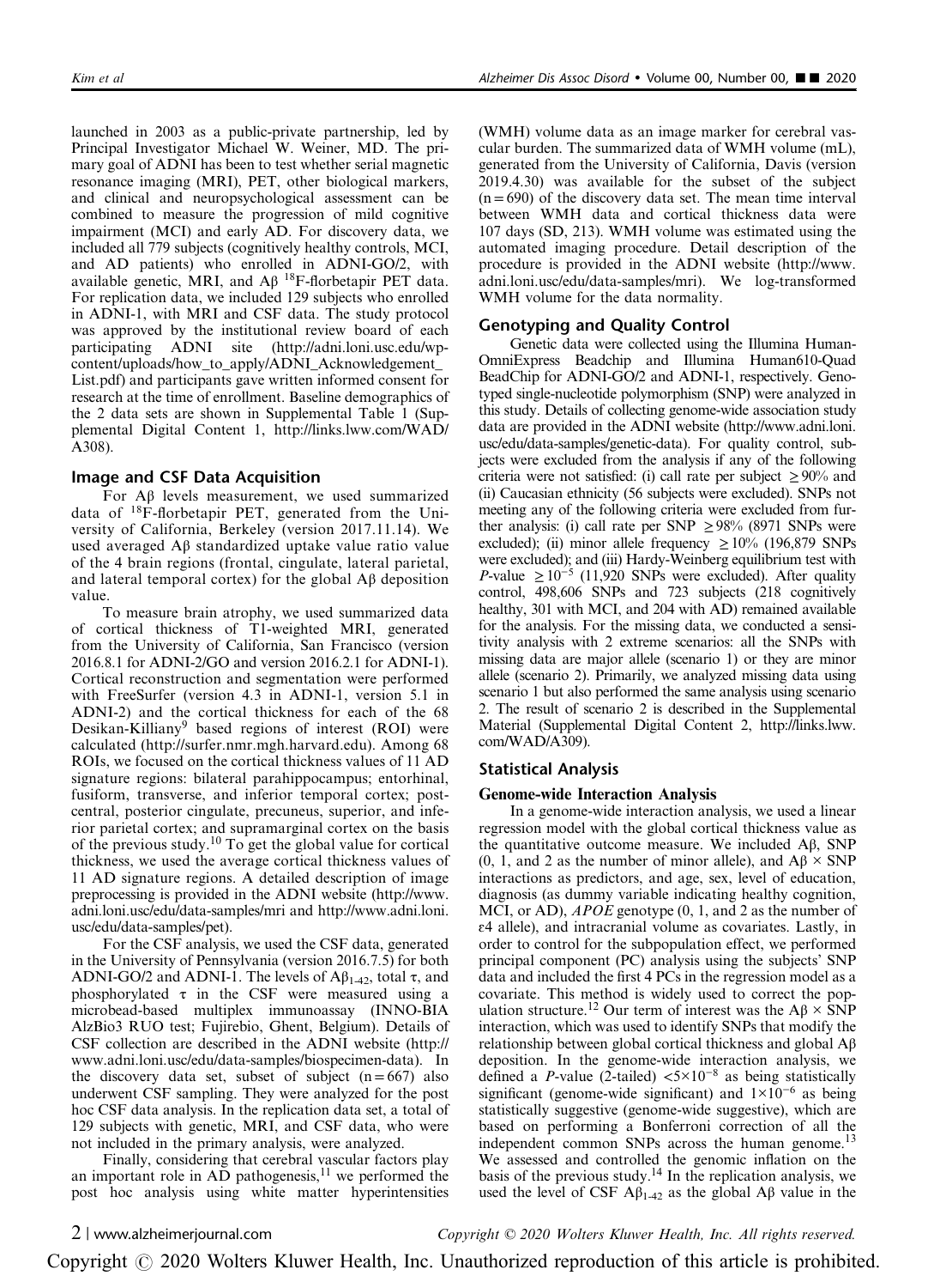launched in 2003 as a public-private partnership, led by Principal Investigator Michael W. Weiner, MD. The primary goal of ADNI has been to test whether serial magnetic resonance imaging (MRI), PET, other biological markers, and clinical and neuropsychological assessment can be combined to measure the progression of mild cognitive impairment (MCI) and early AD. For discovery data, we included all 779 subjects (cognitively healthy controls, MCI, and AD patients) who enrolled in ADNI-GO/2, with available genetic, MRI, and Aβ $^{18}$F-florbetapir PET data. For replication data, we included 129 subjects who enrolled in ADNI-1, with MRI and CSF data. The study protocol was approved by the institutional review board of each participating ADNI site (http://adni.loni.usc.edu/wp-content/uploads/how_to_apply/ADNI_Acknowledgement_List.pdf) and participants gave written informed consent for research at the time of enrollment. Baseline demographics of the 2 data sets are shown in Supplemental Table 1 (Supplemental Digital Content 1, http://links.lww.com/WAD/A308).

## Image and CSF Data Acquisition

For Aβ levels measurement, we used summarized data of $^{18}$F-florbetapir PET, generated from the University of California, Berkeley (version 2017.11.14). We used averaged Aβ standardized uptake value ratio value of the 4 brain regions (frontal, cingulate, lateral parietal, and lateral temporal cortex) for the global Aβ deposition value.

To measure brain atrophy, we used summarized data of cortical thickness of T1-weighted MRI, generated from the University of California, San Francisco (version 2016.8.1 for ADNI-2/GO and version 2016.2.1 for ADNI-1). Cortical reconstruction and segmentation were performed with FreeSurfer (version 4.3 in ADNI-1, version 5.1 in ADNI-2) and the cortical thickness for each of the 68 Desikan-Killiany[9] based regions of interest (ROI) were calculated (http://surfer.nmr.mgh.harvard.edu). Among 68 ROIs, we focused on the cortical thickness values of 11 AD signature regions: bilateral parahippocampus; entorhinal, fusiform, transverse, and inferior temporal cortex; post-central, posterior cingulate, precuneus, superior, and inferior parietal cortex; and supramarginal cortex on the basis of the previous study.[10] To get the global value for cortical thickness, we used the average cortical thickness values of 11 AD signature regions. A detailed description of image preprocessing is provided in the ADNI website (http://www.adni.loni.usc/edu/data-samples/mri and http://www.adni.loni.usc/edu/data-samples/pet).

For the CSF analysis, we used the CSF data, generated in the University of Pennsylvania (version 2016.7.5) for both ADNI-GO/2 and ADNI-1. The levels of $A\beta_{1-42}$, total τ, and phosphorylated τ in the CSF were measured using a microbead-based multiplex immunoassay (INNO-BIA AlzBio3 RUO test; Fujirebio, Ghent, Belgium). Details of CSF collection are described in the ADNI website (http://www.adni.loni.usc/edu/data-samples/biospecimen-data). In the discovery data set, subset of subject (n = 667) also underwent CSF sampling. They were analyzed for the post hoc CSF data analysis. In the replication data set, a total of 129 subjects with genetic, MRI, and CSF data, who were not included in the primary analysis, were analyzed.

Finally, considering that cerebral vascular factors play an important role in AD pathogenesis,[11] we performed the post hoc analysis using white matter hyperintensities (WMH) volume data as an image marker for cerebral vascular burden. The summarized data of WMH volume (mL), generated from the University of California, Davis (version 2019.4.30) was available for the subset of the subject (n = 690) of the discovery data set. The mean time interval between WMH data and cortical thickness data were 107 days (SD, 213). WMH volume was estimated using the automated imaging procedure. Detail description of the procedure is provided in the ADNI website (http://www.adni.loni.usc/edu/data-samples/mri). We log-transformed WMH volume for the data normality.

## Genotyping and Quality Control

Genetic data were collected using the Illumina Human-OmniExpress Beadchip and Illumina Human610-Quad BeadChip for ADNI-GO/2 and ADNI-1, respectively. Genotyped single-nucleotide polymorphism (SNP) were analyzed in this study. Details of collecting genome-wide association study data are provided in the ADNI website (http://www.adni.loni.usc/edu/data-samples/genetic-data). For quality control, subjects were excluded from the analysis if any of the following criteria were not satisfied: (i) call rate per subject ≥ 90% and (ii) Caucasian ethnicity (56 subjects were excluded). SNPs not meeting any of the following criteria were excluded from further analysis: (i) call rate per SNP ≥ 98% (8971 SNPs were excluded); (ii) minor allele frequency ≥ 10% (196,879 SNPs were excluded); and (iii) Hardy-Weinberg equilibrium test with *P*-value $\geq 10^{-5}$ (11,920 SNPs were excluded). After quality control, 498,606 SNPs and 723 subjects (218 cognitively healthy, 301 with MCI, and 204 with AD) remained available for the analysis. For the missing data, we conducted a sensitivity analysis with 2 extreme scenarios: all the SNPs with missing data are major allele (scenario 1) or they are minor allele (scenario 2). Primarily, we analyzed missing data using scenario 1 but also performed the same analysis using scenario 2. The result of scenario 2 is described in the Supplemental Material (Supplemental Digital Content 2, http://links.lww.com/WAD/A309).

## Statistical Analysis

### Genome-wide Interaction Analysis

In a genome-wide interaction analysis, we used a linear regression model with the global cortical thickness value as the quantitative outcome measure. We included Aβ, SNP (0, 1, and 2 as the number of minor allele), and Aβ × SNP interactions as predictors, and age, sex, level of education, diagnosis (as dummy variable indicating healthy cognition, MCI, or AD), *APOE* genotype (0, 1, and 2 as the number of ε4 allele), and intracranial volume as covariates. Lastly, in order to control for the subpopulation effect, we performed principal component (PC) analysis using the subjects' SNP data and included the first 4 PCs in the regression model as a covariate. This method is widely used to correct the population structure.[12] Our term of interest was the Aβ × SNP interaction, which was used to identify SNPs that modify the relationship between global cortical thickness and global Aβ deposition. In the genome-wide interaction analysis, we defined a *P*-value (2-tailed) $<5\times10^{-8}$ as being statistically significant (genome-wide significant) and $1\times10^{-6}$ as being statistically suggestive (genome-wide suggestive), which are based on performing a Bonferroni correction of all the independent common SNPs across the human genome.[13] We assessed and controlled the genomic inflation on the basis of the previous study.[14] In the replication analysis, we used the level of CSF $A\beta_{1-42}$ as the global Aβ value in the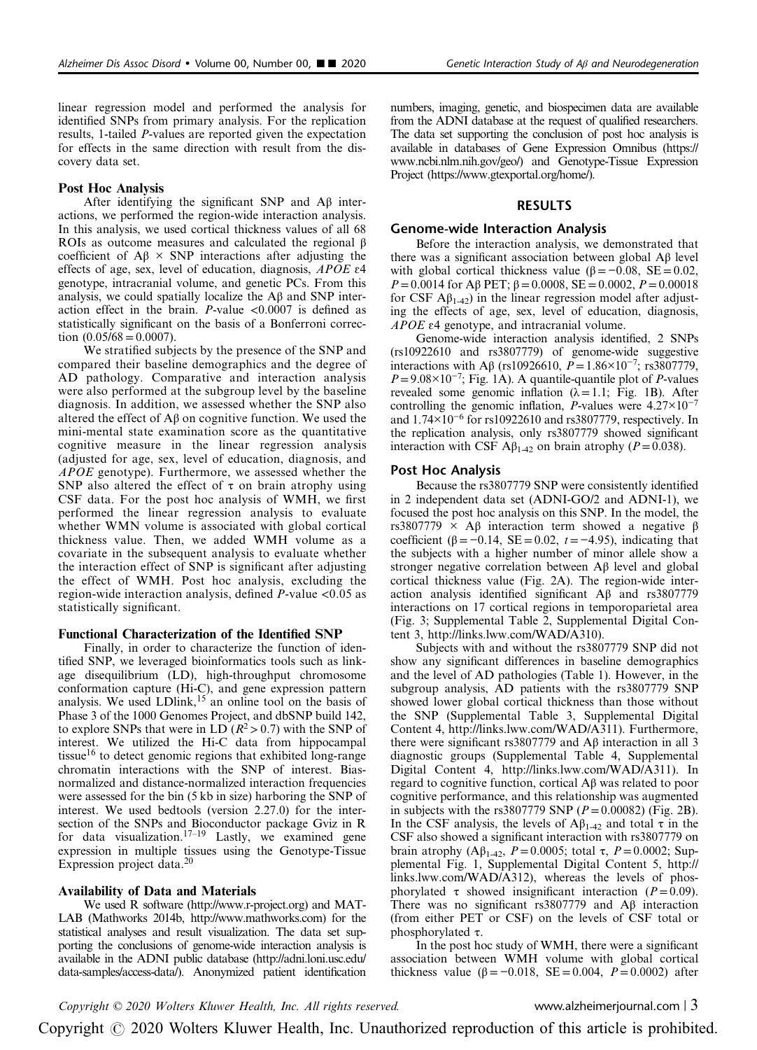linear regression model and performed the analysis for identified SNPs from primary analysis. For the replication results, 1-tailed *P*-values are reported given the expectation for effects in the same direction with result from the discovery data set.

### Post Hoc Analysis

After identifying the significant SNP and Aβ interactions, we performed the region-wide interaction analysis. In this analysis, we used cortical thickness values of all 68 ROIs as outcome measures and calculated the regional β coefficient of Aβ × SNP interactions after adjusting the effects of age, sex, level of education, diagnosis, *APOE* ε4 genotype, intracranial volume, and genetic PCs. From this analysis, we could spatially localize the Aβ and SNP interaction effect in the brain. *P*-value <0.0007 is defined as statistically significant on the basis of a Bonferroni correction (0.05/68 = 0.0007).

We stratified subjects by the presence of the SNP and compared their baseline demographics and the degree of AD pathology. Comparative and interaction analysis were also performed at the subgroup level by the baseline diagnosis. In addition, we assessed whether the SNP also altered the effect of Aβ on cognitive function. We used the mini-mental state examination score as the quantitative cognitive measure in the linear regression analysis (adjusted for age, sex, level of education, diagnosis, and *APOE* genotype). Furthermore, we assessed whether the SNP also altered the effect of τ on brain atrophy using CSF data. For the post hoc analysis of WMH, we first performed the linear regression analysis to evaluate whether WMN volume is associated with global cortical thickness value. Then, we added WMH volume as a covariate in the subsequent analysis to evaluate whether the interaction effect of SNP is significant after adjusting the effect of WMH. Post hoc analysis, excluding the region-wide interaction analysis, defined *P*-value <0.05 as statistically significant.

### Functional Characterization of the Identified SNP

Finally, in order to characterize the function of identified SNP, we leveraged bioinformatics tools such as linkage disequilibrium (LD), high-throughput chromosome conformation capture (Hi-C), and gene expression pattern analysis. We used LDlink,[15] an online tool on the basis of Phase 3 of the 1000 Genomes Project, and dbSNP build 142, to explore SNPs that were in LD ($R^2 > 0.7$) with the SNP of interest. We utilized the Hi-C data from hippocampal tissue[16] to detect genomic regions that exhibited long-range chromatin interactions with the SNP of interest. Bias-normalized and distance-normalized interaction frequencies were assessed for the bin (5 kb in size) harboring the SNP of interest. We used bedtools (version 2.27.0) for the intersection of the SNPs and Bioconductor package Gviz in R for data visualization.[17–19] Lastly, we examined gene expression in multiple tissues using the Genotype-Tissue Expression project data.[20]

### Availability of Data and Materials

We used R software (http://www.r-project.org) and MATLAB (Mathworks 2014b, http://www.mathworks.com) for the statistical analyses and result visualization. The data set supporting the conclusions of genome-wide interaction analysis is available in the ADNI public database (http://adni.loni.usc.edu/data-samples/access-data/). Anonymized patient identification numbers, imaging, genetic, and biospecimen data are available from the ADNI database at the request of qualified researchers. The data set supporting the conclusion of post hoc analysis is available in databases of Gene Expression Omnibus (https://www.ncbi.nlm.nih.gov/geo/) and Genotype-Tissue Expression Project (https://www.gtexportal.org/home/).

## RESULTS

### Genome-wide Interaction Analysis

Before the interaction analysis, we demonstrated that there was a significant association between global Aβ level with global cortical thickness value (β = −0.08, SE = 0.02, *P* = 0.0014 for Aβ PET; β = 0.0008, SE = 0.0002, *P* = 0.00018 for CSF $A\beta_{1\text{-}42}$) in the linear regression model after adjusting the effects of age, sex, level of education, diagnosis, *APOE* ε4 genotype, and intracranial volume.

Genome-wide interaction analysis identified, 2 SNPs (rs10922610 and rs3807779) of genome-wide suggestive interactions with Aβ (rs10926610, $P = 1.86\times10^{-7}$; rs3807779, $P = 9.08\times10^{-7}$; Fig. 1A). A quantile-quantile plot of *P*-values revealed some genomic inflation (λ = 1.1; Fig. 1B). After controlling the genomic inflation, *P*-values were $4.27\times10^{-7}$ and $1.74\times10^{-6}$ for rs10922610 and rs3807779, respectively. In the replication analysis, only rs3807779 showed significant interaction with CSF $A\beta_{1\text{-}42}$ on brain atrophy (*P* = 0.038).

### Post Hoc Analysis

Because the rs3807779 SNP were consistently identified in 2 independent data set (ADNI-GO/2 and ADNI-1), we focused the post hoc analysis on this SNP. In the model, the rs3807779 × Aβ interaction term showed a negative β coefficient (β = −0.14, SE = 0.02, *t* = −4.95), indicating that the subjects with a higher number of minor allele show a stronger negative correlation between Aβ level and global cortical thickness value (Fig. 2A). The region-wide interaction analysis identified significant Aβ and rs3807779 interactions on 17 cortical regions in temporoparietal area (Fig. 3; Supplemental Table 2, Supplemental Digital Content 3, http://links.lww.com/WAD/A310).

Subjects with and without the rs3807779 SNP did not show any significant differences in baseline demographics and the level of AD pathologies (Table 1). However, in the subgroup analysis, AD patients with the rs3807779 SNP showed lower global cortical thickness than those without the SNP (Supplemental Table 3, Supplemental Digital Content 4, http://links.lww.com/WAD/A311). Furthermore, there were significant rs3807779 and Aβ interaction in all 3 diagnostic groups (Supplemental Table 4, Supplemental Digital Content 4, http://links.lww.com/WAD/A311). In regard to cognitive function, cortical Aβ was related to poor cognitive performance, and this relationship was augmented in subjects with the rs3807779 SNP (*P* = 0.00082) (Fig. 2B). In the CSF analysis, the levels of $A\beta_{1\text{-}42}$ and total τ in the CSF also showed a significant interaction with rs3807779 on brain atrophy ($A\beta_{1\text{-}42}$, *P* = 0.0005; total τ, *P* = 0.0002; Supplemental Fig. 1, Supplemental Digital Content 5, http://links.lww.com/WAD/A312), whereas the levels of phosphorylated τ showed insignificant interaction (*P* = 0.09). There was no significant rs3807779 and Aβ interaction (from either PET or CSF) on the levels of CSF total or phosphorylated τ.

In the post hoc study of WMH, there were a significant association between WMH volume with global cortical thickness value (β = −0.018, SE = 0.004, *P* = 0.0002) after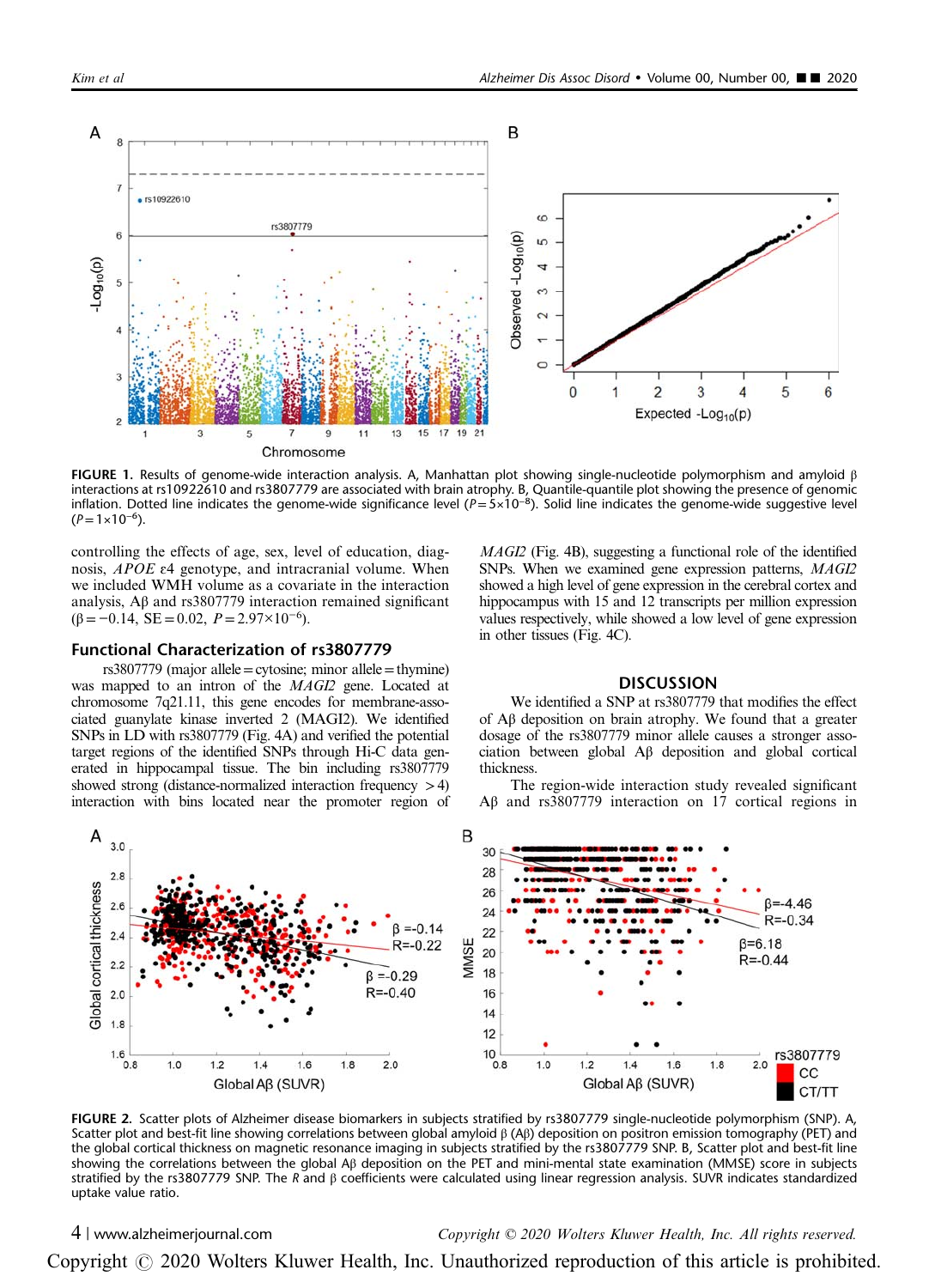FIGURE 1. Results of genome-wide interaction analysis. A, Manhattan plot showing single-nucleotide polymorphism and amyloid β interactions at rs10922610 and rs3807779 are associated with brain atrophy. B, Quantile-quantile plot showing the presence of genomic inflation. Dotted line indicates the genome-wide significance level ($P=5\times10^{-8}$). Solid line indicates the genome-wide suggestive level ($P=1\times10^{-6}$).

controlling the effects of age, sex, level of education, diagnosis, *APOE* ε4 genotype, and intracranial volume. When we included WMH volume as a covariate in the interaction analysis, Aβ and rs3807779 interaction remained significant ($\beta=-0.14$, SE $=0.02$, $P=2.97\times10^{-6}$).

### Functional Characterization of rs3807779

rs3807779 (major allele = cytosine; minor allele = thymine) was mapped to an intron of the *MAGI2* gene. Located at chromosome 7q21.11, this gene encodes for membrane-associated guanylate kinase inverted 2 (MAGI2). We identified SNPs in LD with rs3807779 (Fig. 4A) and verified the potential target regions of the identified SNPs through Hi-C data generated in hippocampal tissue. The bin including rs3807779 showed strong (distance-normalized interaction frequency > 4) interaction with bins located near the promoter region of *MAGI2* (Fig. 4B), suggesting a functional role of the identified SNPs. When we examined gene expression patterns, *MAGI2* showed a high level of gene expression in the cerebral cortex and hippocampus with 15 and 12 transcripts per million expression values respectively, while showed a low level of gene expression in other tissues (Fig. 4C).

## DISCUSSION

We identified a SNP at rs3807779 that modifies the effect of Aβ deposition on brain atrophy. We found that a greater dosage of the rs3807779 minor allele causes a stronger association between global Aβ deposition and global cortical thickness.

The region-wide interaction study revealed significant Aβ and rs3807779 interaction on 17 cortical regions in

FIGURE 2. Scatter plots of Alzheimer disease biomarkers in subjects stratified by rs3807779 single-nucleotide polymorphism (SNP). A, Scatter plot and best-fit line showing correlations between global amyloid β (Aβ) deposition on positron emission tomography (PET) and the global cortical thickness on magnetic resonance imaging in subjects stratified by the rs3807779 SNP. B, Scatter plot and best-fit line showing the correlations between global Aβ deposition on the PET and mini-mental state examination (MMSE) score in subjects stratified by the rs3807779 SNP. The *R* and β coefficients were calculated using linear regression analysis. SUVR indicates standardized uptake value ratio.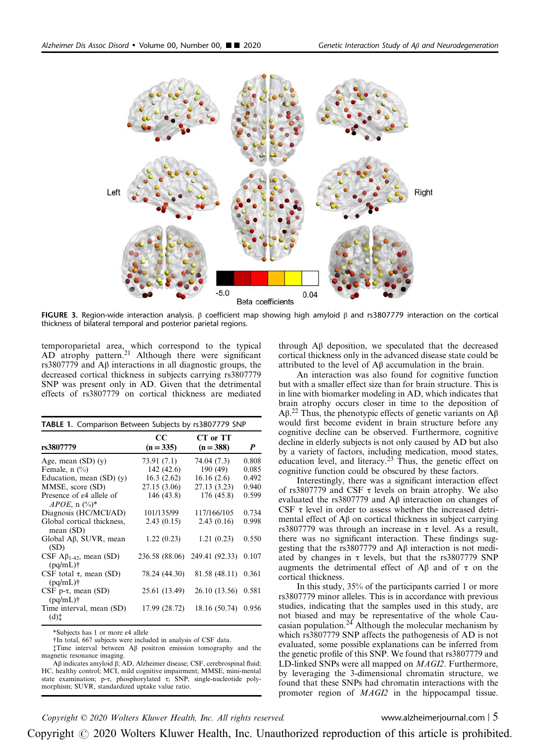FIGURE 3. Region-wide interaction analysis. β coefficient map showing high amyloid β and rs3807779 interaction on the cortical thickness of bilateral temporal and posterior parietal regions.

temporoparietal area, which correspond to the typical AD atrophy pattern.[21] Although there were significant rs3807779 and Aβ interactions in all diagnostic groups, the decreased cortical thickness in subjects carrying rs3807779 SNP was present only in AD. Given that the detrimental effects of rs3807779 on cortical thickness are mediated through Aβ deposition, we speculated that the decreased cortical thickness only in the advanced disease state could be attributed to the level of Aβ accumulation in the brain.

An interaction was also found for cognitive function but with a smaller effect size than for brain structure. This is in line with biomarker modeling in AD, which indicates that brain atrophy occurs closer in time to the deposition of Aβ.[22] Thus, the phenotypic effects of genetic variants on Aβ would first become evident in brain structure before any cognitive decline can be observed. Furthermore, cognitive decline in elderly subjects is not only caused by AD but also by a variety of factors, including medication, mood states, education level, and literacy.[23] Thus, the genetic effect on cognitive function could be obscured by these factors.

Interestingly, there was a significant interaction effect of rs3807779 and CSF τ levels on brain atrophy. We also evaluated the rs3807779 and Aβ interaction on changes of CSF τ level in order to assess whether the increased detrimental effect of Aβ on cortical thickness in subject carrying rs3807779 was through an increase in τ level. As a result, there was no significant interaction. These findings suggesting that the rs3807779 and Aβ interaction is not mediated by changes in τ levels, but that the rs3807779 SNP augments the detrimental effect of Aβ and of τ on the cortical thickness.

In this study, 35% of the participants carried 1 or more rs3807779 minor alleles. This is in accordance with previous studies, indicating that the samples used in this study, are not biased and may be representative of the whole Caucasian population.[24] Although the molecular mechanism by which rs3807779 SNP affects the pathogenesis of AD is not evaluated, some possible explanations can be inferred from the genetic profile of this SNP. We found that rs3807779 and LD-linked SNPs were all mapped on *MAGI2*. Furthermore, by leveraging the 3-dimensional chromatin structure, we found that these SNPs had chromatin interactions with the promoter region of *MAGI2* in the hippocampal tissue.

**TABLE 1.** Comparison Between Subjects by rs3807779 SNP

| rs3807779 | CC (n = 335) | CT or TT (n = 388) | *P* |
|---|---|---|---|
| Age, mean (SD) (y) | 73.91 (7.1) | 74.04 (7.3) | 0.808 |
| Female, n (%) | 142 (42.6) | 190 (49) | 0.085 |
| Education, mean (SD) (y) | 16.3 (2.62) | 16.16 (2.6) | 0.492 |
| MMSE, score (SD) | 27.15 (3.06) | 27.13 (3.23) | 0.940 |
| Presence of ε4 allele of *APOE*, n (%)* | 146 (43.8) | 176 (45.8) | 0.599 |
| Diagnosis (HC/MCI/AD) | 101/135/99 | 117/166/105 | 0.734 |
| Global cortical thickness, mean (SD) | 2.43 (0.15) | 2.43 (0.16) | 0.998 |
| Global Aβ, SUVR, mean (SD) | 1.22 (0.23) | 1.21 (0.23) | 0.550 |
| CSF $A\beta_{1-42}$, mean (SD) (pq/mL)† | 236.58 (88.06) | 249.41 (92.33) | 0.107 |
| CSF total τ, mean (SD) (pq/mL)† | 78.24 (44.30) | 81.58 (48.11) | 0.361 |
| CSF p-τ, mean (SD) (pq/mL)† | 25.61 (13.49) | 26.10 (13.56) | 0.581 |
| Time interval, mean (SD) (d)‡ | 17.99 (28.72) | 18.16 (50.74) | 0.956 |

*Subjects has 1 or more ε4 allele

†In total, 667 subjects were included in analysis of CSF data.

‡Time interval between Aβ positron emission tomography and the magnetic resonance imaging.

Aβ indicates amyloid β; AD, Alzheimer disease; CSF, cerebrospinal fluid; HC, healthy control; MCI, mild cognitive impairment; MMSE, mini-mental state examination; p-τ, phosphorylated τ; SNP, single-nucleotide polymorphism; SUVR, standardized uptake value ratio.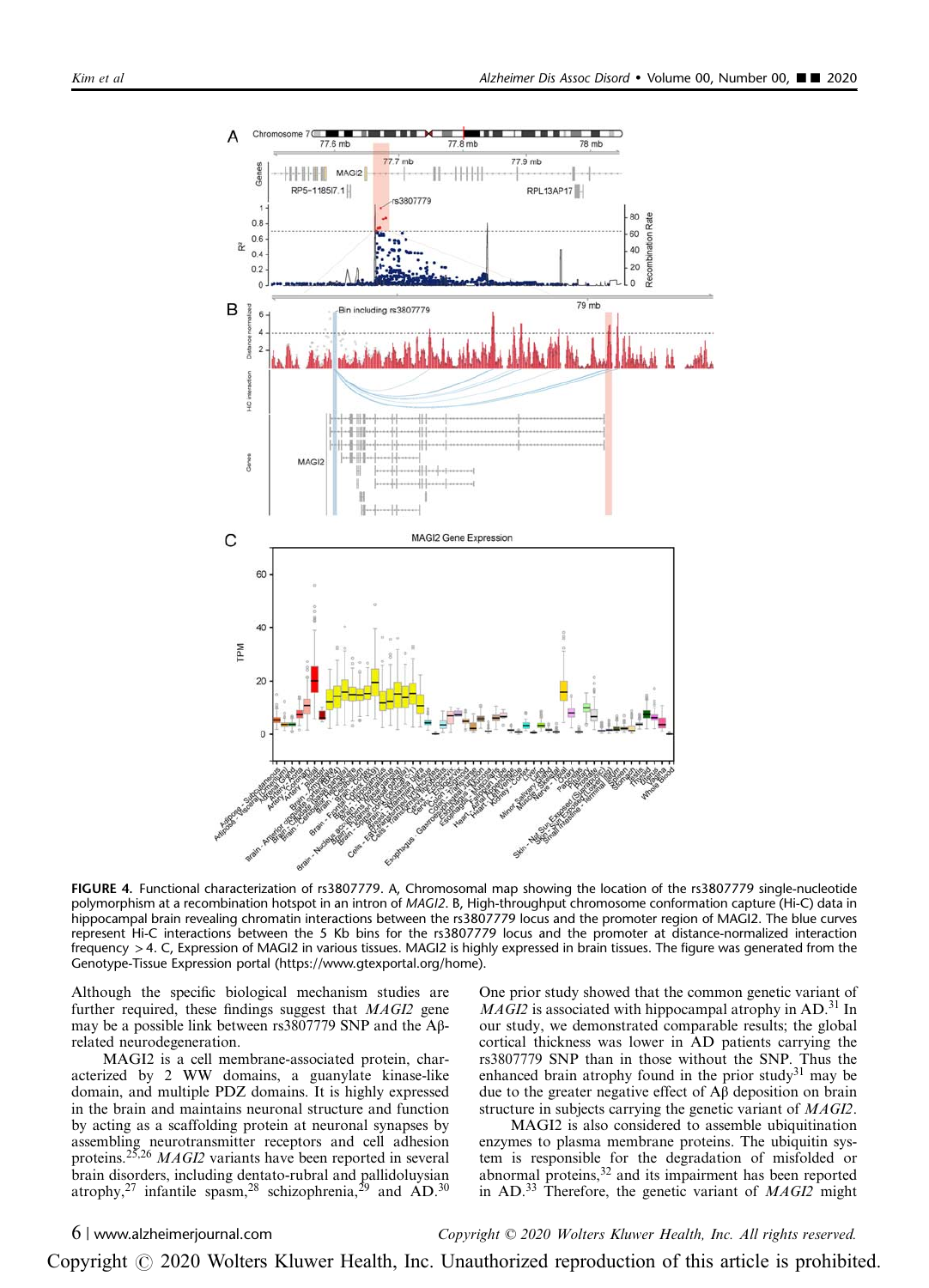**FIGURE 4.** Functional characterization of rs3807779. A, Chromosomal map showing the location of the rs3807779 single-nucleotide polymorphism at a recombination hotspot in an intron of *MAGI2*. B, High-throughput chromosome conformation capture (Hi-C) data in hippocampal brain revealing chromatin interactions between the rs3807779 locus and the promoter region of MAGI2. The blue curves represent Hi-C interactions between the 5 Kb bins for the rs3807779 locus and the promoter at distance-normalized interaction frequency >4. C, Expression of MAGI2 in various tissues. MAGI2 is highly expressed in brain tissues. The figure was generated from the Genotype-Tissue Expression portal (https://www.gtexportal.org/home).

Although the specific biological mechanism studies are further required, these findings suggest that *MAGI2* gene may be a possible link between rs3807779 SNP and the Aβ-related neurodegeneration.

MAGI2 is a cell membrane-associated protein, characterized by 2 WW domains, a guanylate kinase-like domain, and multiple PDZ domains. It is highly expressed in the brain and maintains neuronal structure and function by acting as a scaffolding protein at neuronal synapses by assembling neurotransmitter receptors and cell adhesion proteins.[25,26] *MAGI2* variants have been reported in several brain disorders, including dentato-rubral and pallidoluysian atrophy,[27] infantile spasm,[28] schizophrenia,[29] and AD.[30] One prior study showed that the common genetic variant of *MAGI2* is associated with hippocampal atrophy in AD.[31] In our study, we demonstrated comparable results; the global cortical thickness was lower in AD patients carrying the rs3807779 SNP than in those without the SNP. Thus the enhanced brain atrophy found in the prior study[31] may be due to the greater negative effect of Aβ deposition on brain structure in subjects carrying the genetic variant of *MAGI2*.

MAGI2 is also considered to assemble ubiquitination enzymes to plasma membrane proteins. The ubiquitin system is responsible for the degradation of misfolded or abnormal proteins,[32] and its impairment has been reported in AD.[33] Therefore, the genetic variant of *MAGI2* might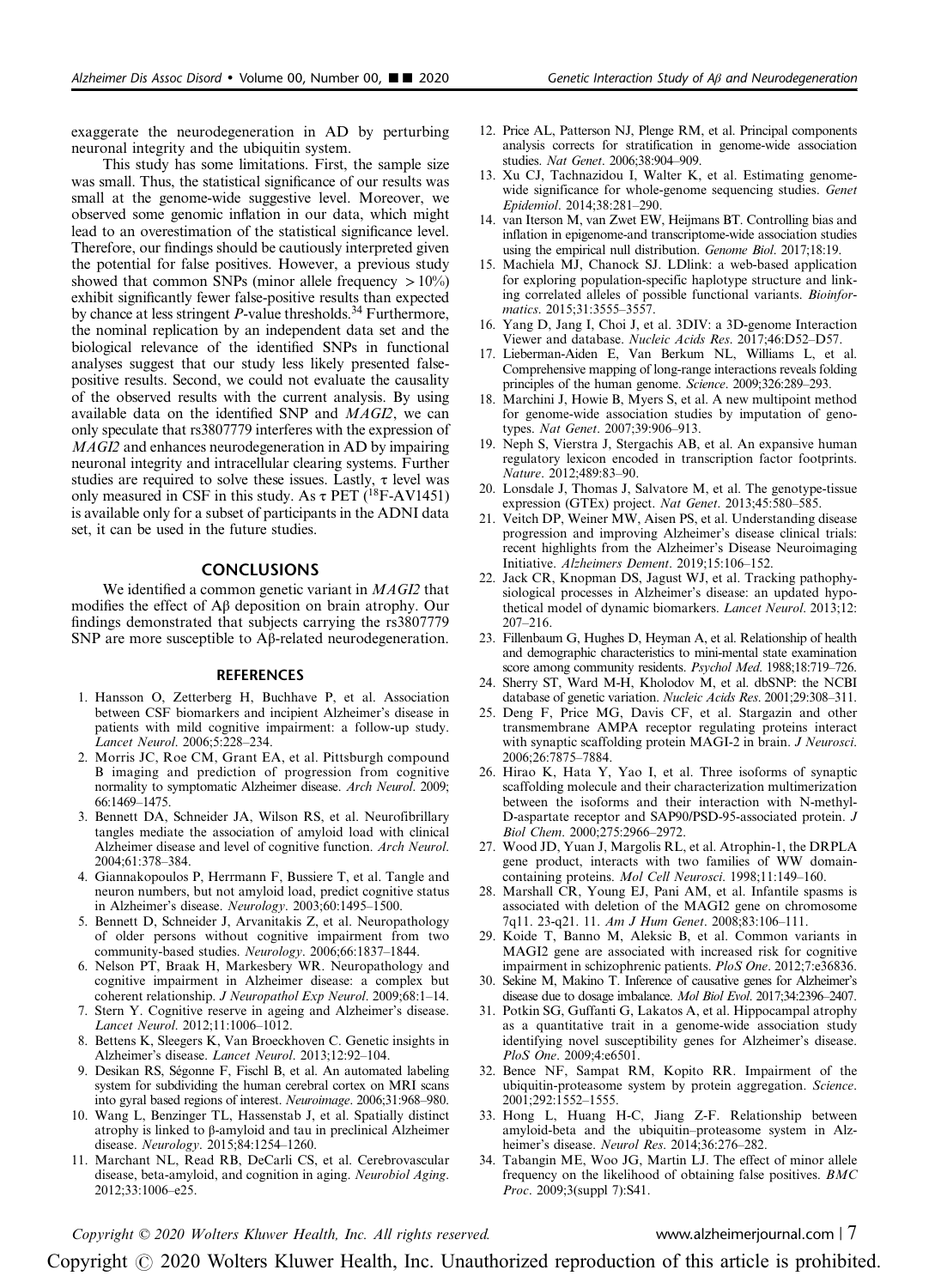exaggerate the neurodegeneration in AD by perturbing neuronal integrity and the ubiquitin system.

This study has some limitations. First, the sample size was small. Thus, the statistical significance of our results was small at the genome-wide suggestive level. Moreover, we observed some genomic inflation in our data, which might lead to an overestimation of the statistical significance level. Therefore, our findings should be cautiously interpreted given the potential for false positives. However, a previous study showed that common SNPs (minor allele frequency > 10%) exhibit significantly fewer false-positive results than expected by chance at less stringent *P*-value thresholds.[34] Furthermore, the nominal replication by an independent data set and the biological relevance of the identified SNPs in functional analyses suggest that our study less likely presented false-positive results. Second, we could not evaluate the causality of the observed results with the current analysis. By using available data on the identified SNP and *MAGI2*, we can only speculate that rs3807779 interferes with the expression of *MAGI2* and enhances neurodegeneration in AD by impairing neuronal integrity and intracellular clearing systems. Further studies are required to solve these issues. Lastly, τ level was only measured in CSF in this study. As τ PET ($^{18}$F-AV1451) is available only for a subset of participants in the ADNI data set, it can be used in the future studies.

## CONCLUSIONS

We identified a common genetic variant in *MAGI2* that modifies the effect of Aβ deposition on brain atrophy. Our findings demonstrated that subjects carrying the rs3807779 SNP are more susceptible to Aβ-related neurodegeneration.

## REFERENCES

1. Hansson O, Zetterberg H, Buchhave P, et al. Association between CSF biomarkers and incipient Alzheimer's disease in patients with mild cognitive impairment: a follow-up study. *Lancet Neurol*. 2006;5:228–234.
2. Morris JC, Roe CM, Grant EA, et al. Pittsburgh compound B imaging and prediction of progression from cognitive normality to symptomatic Alzheimer disease. *Arch Neurol*. 2009; 66:1469–1475.
3. Bennett DA, Schneider JA, Wilson RS, et al. Neurofibrillary tangles mediate the association of amyloid load with clinical Alzheimer disease and level of cognitive function. *Arch Neurol*. 2004;61:378–384.
4. Giannakopoulos P, Herrmann F, Bussiere T, et al. Tangle and neuron numbers, but not amyloid load, predict cognitive status in Alzheimer's disease. *Neurology*. 2003;60:1495–1500.
5. Bennett D, Schneider J, Arvanitakis Z, et al. Neuropathology of older persons without cognitive impairment from two community-based studies. *Neurology*. 2006;66:1837–1844.
6. Nelson PT, Braak H, Markesbery WR. Neuropathology and cognitive impairment in Alzheimer disease: a complex but coherent relationship. *J Neuropathol Exp Neurol*. 2009;68:1–14.
7. Stern Y. Cognitive reserve in ageing and Alzheimer's disease. *Lancet Neurol*. 2012;11:1006–1012.
8. Bettens K, Sleegers K, Van Broeckhoven C. Genetic insights in Alzheimer's disease. *Lancet Neurol*. 2013;12:92–104.
9. Desikan RS, Ségonne F, Fischl B, et al. An automated labeling system for subdividing the human cerebral cortex on MRI scans into gyral based regions of interest. *Neuroimage*. 2006;31:968–980.
10. Wang L, Benzinger TL, Hassenstab J, et al. Spatially distinct atrophy is linked to β-amyloid and tau in preclinical Alzheimer disease. *Neurology*. 2015;84:1254–1260.
11. Marchant NL, Read RB, DeCarli CS, et al. Cerebrovascular disease, beta-amyloid, and cognition in aging. *Neurobiol Aging*. 2012;33:1006–e25.
12. Price AL, Patterson NJ, Plenge RM, et al. Principal components analysis corrects for stratification in genome-wide association studies. *Nat Genet*. 2006;38:904–909.
13. Xu CJ, Tachnazidou I, Walter K, et al. Estimating genome-wide significance for whole-genome sequencing studies. *Genet Epidemiol*. 2014;38:281–290.
14. van Iterson M, van Zwet EW, Heijmans BT. Controlling bias and inflation in epigenome-and transcriptome-wide association studies using the empirical null distribution. *Genome Biol*. 2017;18:19.
15. Machiela MJ, Chanock SJ. LDlink: a web-based application for exploring population-specific haplotype structure and linking correlated alleles of possible functional variants. *Bioinformatics*. 2015;31:3555–3557.
16. Yang D, Jang I, Choi J, et al. 3DIV: a 3D-genome Interaction Viewer and database. *Nucleic Acids Res*. 2017;46:D52–D57.
17. Lieberman-Aiden E, Van Berkum NL, Williams L, et al. Comprehensive mapping of long-range interactions reveals folding principles of the human genome. *Science*. 2009;326:289–293.
18. Marchini J, Howie B, Myers S, et al. A new multipoint method for genome-wide association studies by imputation of genotypes. *Nat Genet*. 2007;39:906–913.
19. Neph S, Vierstra J, Stergachis AB, et al. An expansive human regulatory lexicon encoded in transcription factor footprints. *Nature*. 2012;489:83–90.
20. Lonsdale J, Thomas J, Salvatore M, et al. The genotype-tissue expression (GTEx) project. *Nat Genet*. 2013;45:580–585.
21. Veitch DP, Weiner MW, Aisen PS, et al. Understanding disease progression and improving Alzheimer's disease clinical trials: recent highlights from the Alzheimer's Disease Neuroimaging Initiative. *Alzheimers Dement*. 2019;15:106–152.
22. Jack CR, Knopman DS, Jagust WJ, et al. Tracking pathophysiological processes in Alzheimer's disease: an updated hypothetical model of dynamic biomarkers. *Lancet Neurol*. 2013;12: 207–216.
23. Fillenbaum G, Hughes D, Heyman A, et al. Relationship of health and demographic characteristics to mini-mental state examination score among community residents. *Psychol Med*. 1988;18:719–726.
24. Sherry ST, Ward M-H, Kholodov M, et al. dbSNP: the NCBI database of genetic variation. *Nucleic Acids Res*. 2001;29:308–311.
25. Deng F, Price MG, Davis CF, et al. Stargazin and other transmembrane AMPA receptor regulating proteins interact with synaptic scaffolding protein MAGI-2 in brain. *J Neurosci*. 2006;26:7875–7884.
26. Hirao K, Hata Y, Yao I, et al. Three isoforms of synaptic scaffolding molecule and their characterization multimerization between the isoforms and their interaction with N-methyl-D-aspartate receptor and SAP90/PSD-95-associated protein. *J Biol Chem*. 2000;275:2966–2972.
27. Wood JD, Yuan J, Margolis RL, et al. Atrophin-1, the DRPLA gene product, interacts with two families of WW domain-containing proteins. *Mol Cell Neurosci*. 1998;11:149–160.
28. Marshall CR, Young EJ, Pani AM, et al. Infantile spasms is associated with deletion of the MAGI2 gene on chromosome 7q11. 23-q21. 11. *Am J Hum Genet*. 2008;83:106–111.
29. Koide T, Banno M, Aleksic B, et al. Common variants in MAGI2 gene are associated with increased risk for cognitive impairment in schizophrenic patients. *PloS One*. 2012;7:e36836.
30. Sekine M, Makino T. Inference of causative genes for Alzheimer's disease due to dosage imbalance. *Mol Biol Evol*. 2017;34:2396–2407.
31. Potkin SG, Guffanti G, Lakatos A, et al. Hippocampal atrophy as a quantitative trait in a genome-wide association study identifying novel susceptibility genes for Alzheimer's disease. *PloS One*. 2009;4:e6501.
32. Bence NF, Sampat RM, Kopito RR. Impairment of the ubiquitin-proteasome system by protein aggregation. *Science*. 2001;292:1552–1555.
33. Hong L, Huang H-C, Jiang Z-F. Relationship between amyloid-beta and the ubiquitin–proteasome system in Alzheimer's disease. *Neurol Res*. 2014;36:276–282.
34. Tabangin ME, Woo JG, Martin LJ. The effect of minor allele frequency on the likelihood of obtaining false positives. *BMC Proc*. 2009;3(suppl 7):S41.